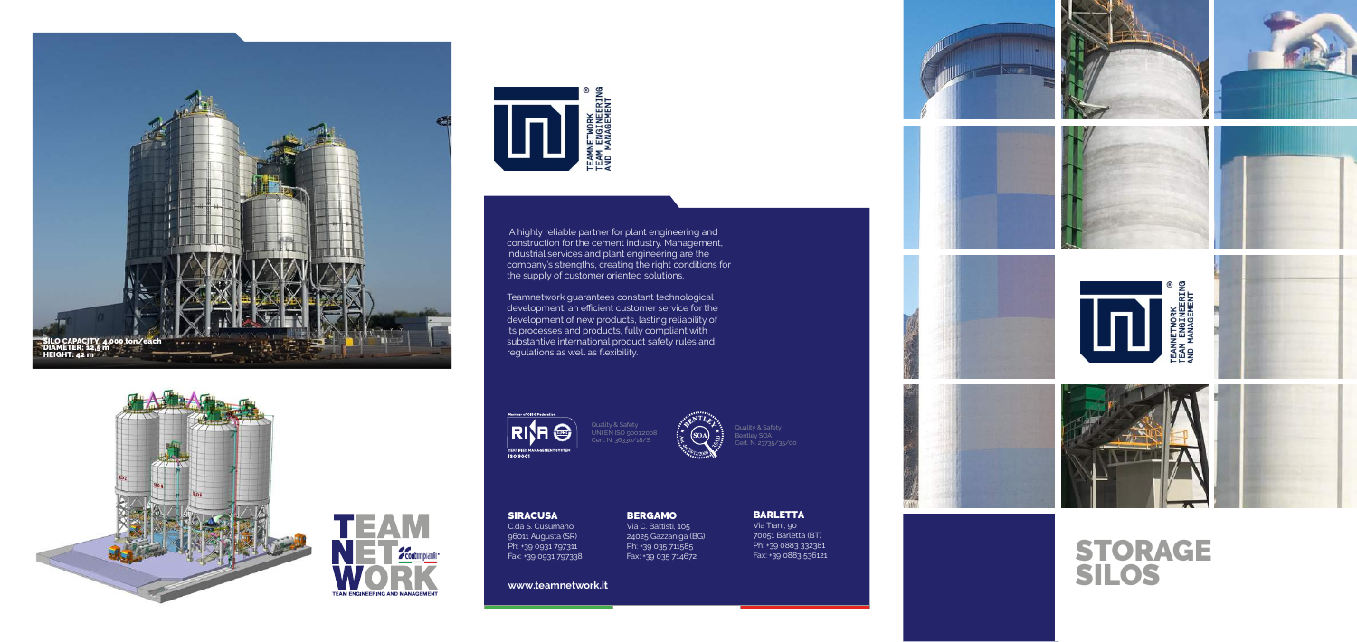SILO CAPACITY: 4,000 ton/each
DIAMETER: 12,5 m
HEIGHT: 42 m

TEAM NETWORK contimpianti
TEAM ENGINEERING AND MANAGEMENT

TEAMNETWORK
TEAM ENGINEERING
AND MANAGEMENT

A highly reliable partner for plant engineering and construction for the cement industry. Management, industrial services and plant engineering are the company's strengths, creating the right conditions for the supply of customer oriented solutions.

Teamnetwork guarantees constant technological development, an efficient customer service for the development of new products, lasting reliability of its processes and products, fully compliant with substantive international product safety rules and regulations as well as flexibility.

Quality & Safety
UNI EN ISO 9001:2008
Cert. N. 36330/18/S

Quality & Safety
Bentley SOA
Cert. N. 23735/35/00

**SIRACUSA**
C.da S. Cusumano
96011 Augusta (SR)
Ph: +39 0931 797311
Fax: +39 0931 797338

**BERGAMO**
Via C. Battisti, 105
24025 Gazzaniga (BG)
Ph: +39 035 711585
Fax: +39 035 714672

**BARLETTA**
Via Trani, 90
70051 Barletta (BT)
Ph: +39 0883 332381
Fax: +39 0883 536121

**www.teamnetwork.it**

TEAMNETWORK
TEAM ENGINEERING
AND MANAGEMENT

# STORAGE SILOS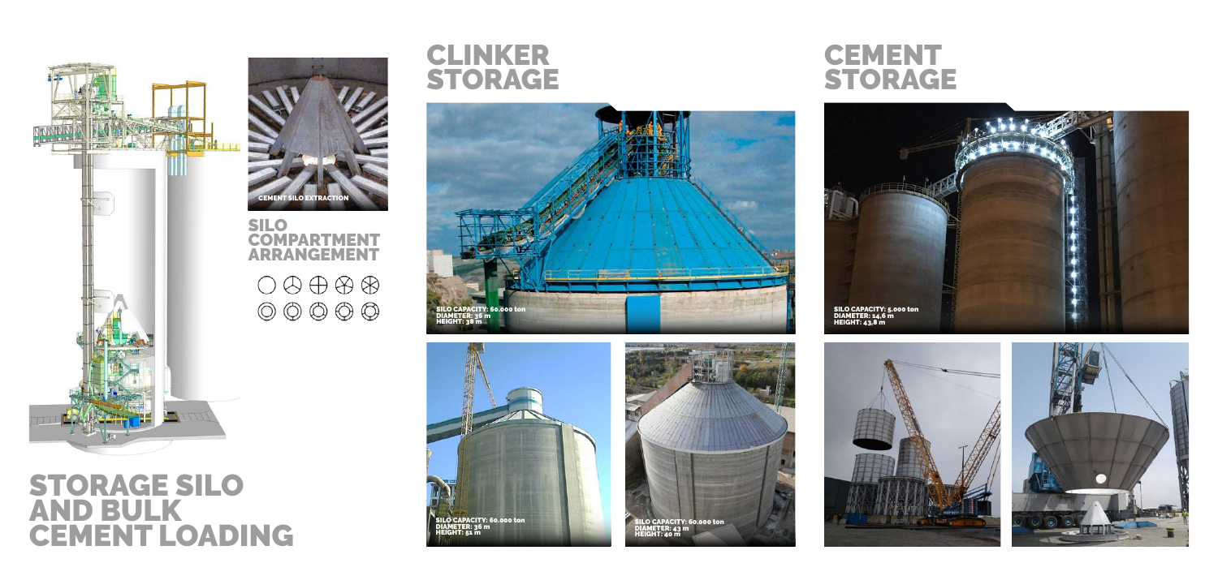# STORAGE SILO AND BULK CEMENT LOADING

CEMENT SILO EXTRACTION

## SILO COMPARTMENT ARRANGEMENT

# CLINKER STORAGE

SILO CAPACITY: 60.000 ton
DIAMETER: 36 m
HEIGHT: 38 m

SILO CAPACITY: 60.000 ton
DIAMETER: 36 m
HEIGHT: 51 m

SILO CAPACITY: 60.000 ton
DIAMETER: 43 m
HEIGHT: 40 m

# CEMENT STORAGE

SILO CAPACITY: 5.000 ton
DIAMETER: 14,6 m
HEIGHT: 43,8 m